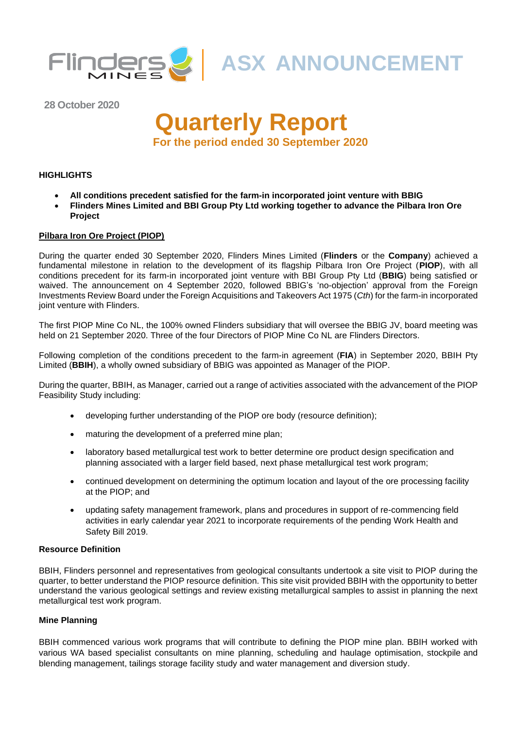**ASX ANNOUNCEMENT**

28 October 2020

# Quarterly Report

## For the period ended 30 September 2020

**HIGHLIGHTS**

- **All conditions precedent satisfied for the farm-in incorporated joint venture with BBIG**
- **Flinders Mines Limited and BBI Group Pty Ltd working together to advance the Pilbara Iron Ore Project**

**Pilbara Iron Ore Project (PIOP)**

During the quarter ended 30 September 2020, Flinders Mines Limited (**Flinders** or the **Company**) achieved a fundamental milestone in relation to the development of its flagship Pilbara Iron Ore Project (**PIOP**), with all conditions precedent for its farm-in incorporated joint venture with BBI Group Pty Ltd (**BBIG**) being satisfied or waived. The announcement on 4 September 2020, followed BBIG's 'no-objection' approval from the Foreign Investments Review Board under the Foreign Acquisitions and Takeovers Act 1975 (*Cth*) for the farm-in incorporated joint venture with Flinders.

The first PIOP Mine Co NL, the 100% owned Flinders subsidiary that will oversee the BBIG JV, board meeting was held on 21 September 2020. Three of the four Directors of PIOP Mine Co NL are Flinders Directors.

Following completion of the conditions precedent to the farm-in agreement (**FIA**) in September 2020, BBIH Pty Limited (**BBIH**), a wholly owned subsidiary of BBIG was appointed as Manager of the PIOP.

During the quarter, BBIH, as Manager, carried out a range of activities associated with the advancement of the PIOP Feasibility Study including:

- developing further understanding of the PIOP ore body (resource definition);
- maturing the development of a preferred mine plan;
- laboratory based metallurgical test work to better determine ore product design specification and planning associated with a larger field based, next phase metallurgical test work program;
- continued development on determining the optimum location and layout of the ore processing facility at the PIOP; and
- updating safety management framework, plans and procedures in support of re-commencing field activities in early calendar year 2021 to incorporate requirements of the pending Work Health and Safety Bill 2019.

**Resource Definition**

BBIH, Flinders personnel and representatives from geological consultants undertook a site visit to PIOP during the quarter, to better understand the PIOP resource definition. This site visit provided BBIH with the opportunity to better understand the various geological settings and review existing metallurgical samples to assist in planning the next metallurgical test work program.

**Mine Planning**

BBIH commenced various work programs that will contribute to defining the PIOP mine plan. BBIH worked with various WA based specialist consultants on mine planning, scheduling and haulage optimisation, stockpile and blending management, tailings storage facility study and water management and diversion study.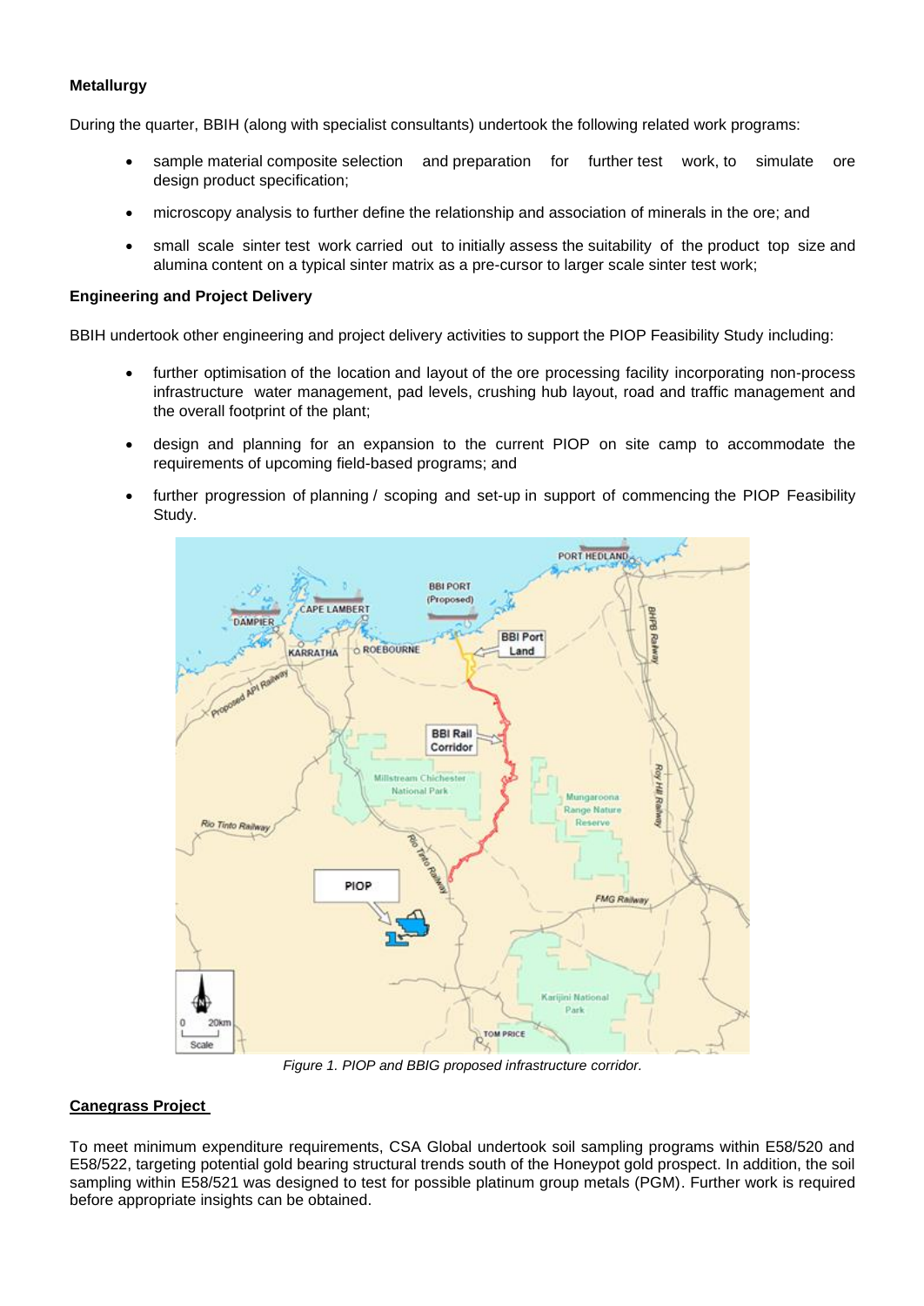**Metallurgy**

During the quarter, BBIH (along with specialist consultants) undertook the following related work programs:

- sample material composite selection and preparation for further test work, to simulate ore design product specification;
- microscopy analysis to further define the relationship and association of minerals in the ore; and
- small scale sinter test work carried out to initially assess the suitability of the product top size and alumina content on a typical sinter matrix as a pre-cursor to larger scale sinter test work;

**Engineering and Project Delivery**

BBIH undertook other engineering and project delivery activities to support the PIOP Feasibility Study including:

- further optimisation of the location and layout of the ore processing facility incorporating non-process infrastructure water management, pad levels, crushing hub layout, road and traffic management and the overall footprint of the plant;
- design and planning for an expansion to the current PIOP on site camp to accommodate the requirements of upcoming field-based programs; and
- further progression of planning / scoping and set-up in support of commencing the PIOP Feasibility Study.

*Figure 1. PIOP and BBIG proposed infrastructure corridor.*

**Canegrass Project**

To meet minimum expenditure requirements, CSA Global undertook soil sampling programs within E58/520 and E58/522, targeting potential gold bearing structural trends south of the Honeypot gold prospect. In addition, the soil sampling within E58/521 was designed to test for possible platinum group metals (PGM). Further work is required before appropriate insights can be obtained.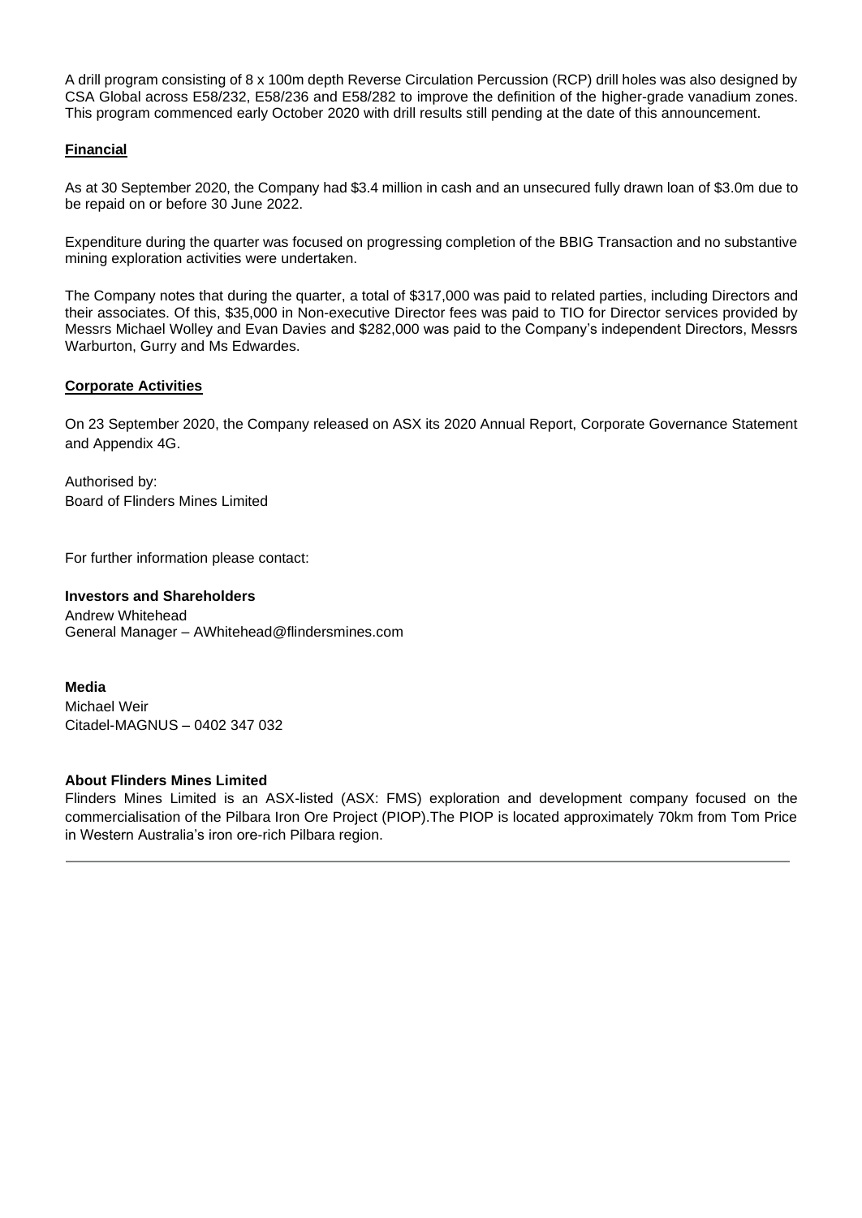A drill program consisting of 8 x 100m depth Reverse Circulation Percussion (RCP) drill holes was also designed by CSA Global across E58/232, E58/236 and E58/282 to improve the definition of the higher-grade vanadium zones. This program commenced early October 2020 with drill results still pending at the date of this announcement.

## Financial

As at 30 September 2020, the Company had $3.4 million in cash and an unsecured fully drawn loan of $3.0m due to be repaid on or before 30 June 2022.

Expenditure during the quarter was focused on progressing completion of the BBIG Transaction and no substantive mining exploration activities were undertaken.

The Company notes that during the quarter, a total of $317,000 was paid to related parties, including Directors and their associates. Of this, $35,000 in Non-executive Director fees was paid to TIO for Director services provided by Messrs Michael Wolley and Evan Davies and $282,000 was paid to the Company's independent Directors, Messrs Warburton, Gurry and Ms Edwardes.

## Corporate Activities

On 23 September 2020, the Company released on ASX its 2020 Annual Report, Corporate Governance Statement and Appendix 4G.

Authorised by:
Board of Flinders Mines Limited

For further information please contact:

**Investors and Shareholders**
Andrew Whitehead
General Manager – AWhitehead@flindersmines.com

**Media**
Michael Weir
Citadel-MAGNUS – 0402 347 032

**About Flinders Mines Limited**
Flinders Mines Limited is an ASX-listed (ASX: FMS) exploration and development company focused on the commercialisation of the Pilbara Iron Ore Project (PIOP).The PIOP is located approximately 70km from Tom Price in Western Australia's iron ore-rich Pilbara region.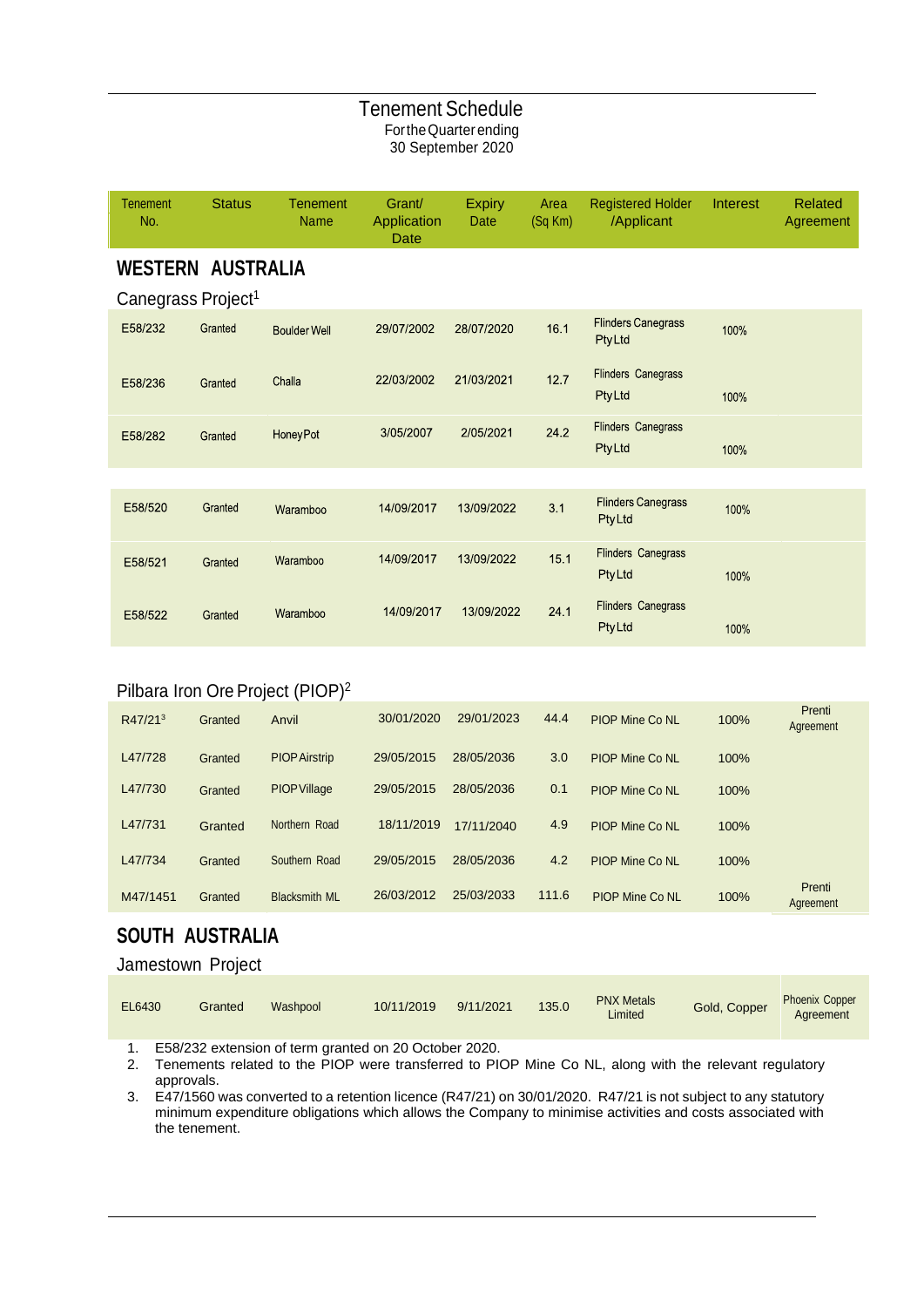# Tenement Schedule

For the Quarter ending
30 September 2020

| Tenement No. | Status | Tenement Name | Grant/ Application Date | Expiry Date | Area (Sq Km) | Registered Holder /Applicant | Interest | Related Agreement |
|---|---|---|---|---|---|---|---|---|
| **WESTERN AUSTRALIA** | | | | | | | | |
| Canegrass Project[1] | | | | | | | | |
| E58/232 | Granted | Boulder Well | 29/07/2002 | 28/07/2020 | 16.1 | Flinders Canegrass Pty Ltd | 100% | |
| E58/236 | Granted | Challa | 22/03/2002 | 21/03/2021 | 12.7 | Flinders Canegrass Pty Ltd | 100% | |
| E58/282 | Granted | Honey Pot | 3/05/2007 | 2/05/2021 | 24.2 | Flinders Canegrass Pty Ltd | 100% | |
| E58/520 | Granted | Waramboo | 14/09/2017 | 13/09/2022 | 3.1 | Flinders Canegrass Pty Ltd | 100% | |
| E58/521 | Granted | Waramboo | 14/09/2017 | 13/09/2022 | 15.1 | Flinders Canegrass Pty Ltd | 100% | |
| E58/522 | Granted | Waramboo | 14/09/2017 | 13/09/2022 | 24.1 | Flinders Canegrass Pty Ltd | 100% | |
| Pilbara Iron Ore Project (PIOP)[2] | | | | | | | | |
| R47/21[3] | Granted | Anvil | 30/01/2020 | 29/01/2023 | 44.4 | PIOP Mine Co NL | 100% | Prenti Agreement |
| L47/728 | Granted | PIOP Airstrip | 29/05/2015 | 28/05/2036 | 3.0 | PIOP Mine Co NL | 100% | |
| L47/730 | Granted | PIOP Village | 29/05/2015 | 28/05/2036 | 0.1 | PIOP Mine Co NL | 100% | |
| L47/731 | Granted | Northern Road | 18/11/2019 | 17/11/2040 | 4.9 | PIOP Mine Co NL | 100% | |
| L47/734 | Granted | Southern Road | 29/05/2015 | 28/05/2036 | 4.2 | PIOP Mine Co NL | 100% | |
| M47/1451 | Granted | Blacksmith ML | 26/03/2012 | 25/03/2033 | 111.6 | PIOP Mine Co NL | 100% | Prenti Agreement |
| **SOUTH AUSTRALIA** | | | | | | | | |
| Jamestown Project | | | | | | | | |
| EL6430 | Granted | Washpool | 10/11/2019 | 9/11/2021 | 135.0 | PNX Metals Limited | Gold, Copper | Phoenix Copper Agreement |

1. E58/232 extension of term granted on 20 October 2020.
2. Tenements related to the PIOP were transferred to PIOP Mine Co NL, along with the relevant regulatory approvals.
3. E47/1560 was converted to a retention licence (R47/21) on 30/01/2020. R47/21 is not subject to any statutory minimum expenditure obligations which allows the Company to minimise activities and costs associated with the tenement.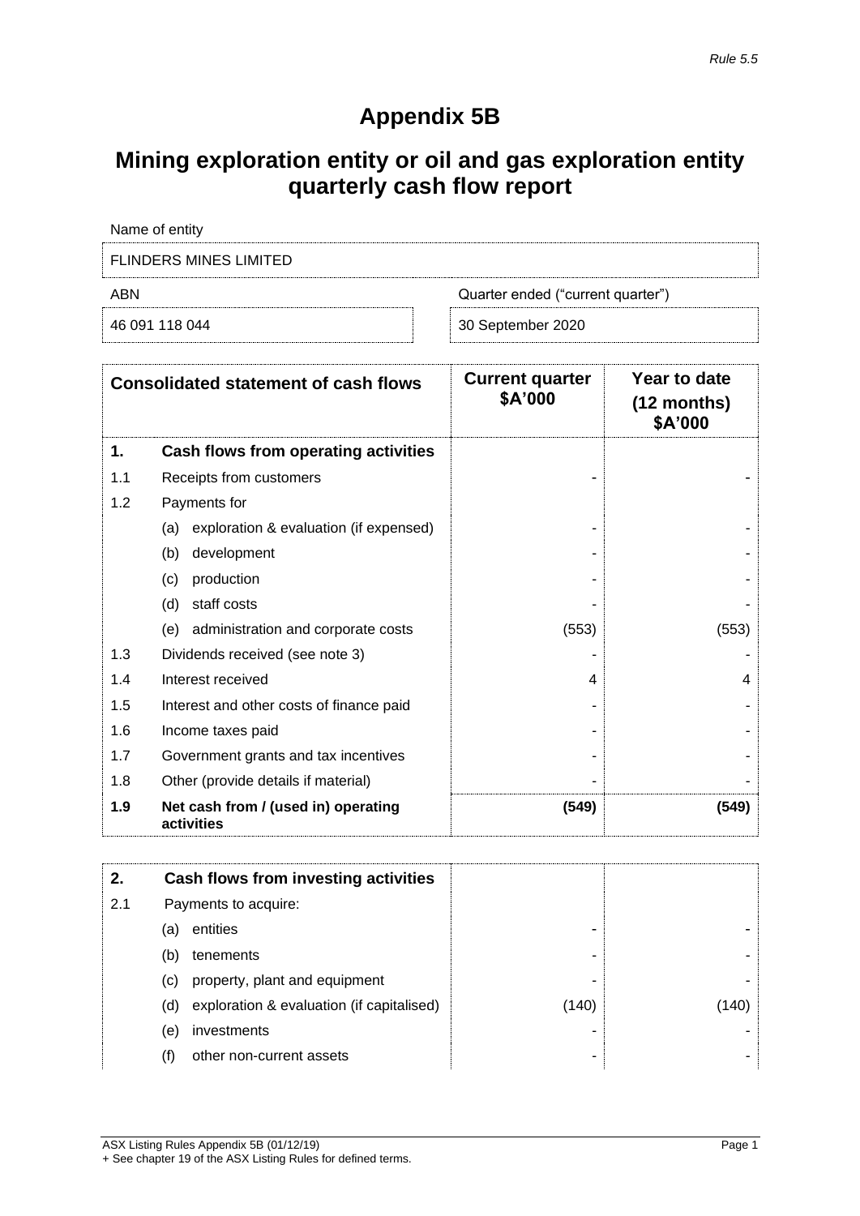*Rule 5.5*

# Appendix 5B

# Mining exploration entity or oil and gas exploration entity quarterly cash flow report

Name of entity

FLINDERS MINES LIMITED

| ABN | Quarter ended ("current quarter") |
|---|---|
| 46 091 118 044 | 30 September 2020 |

| | Consolidated statement of cash flows | Current quarter $A'000 | Year to date (12 months) $A'000 |
|---|---|---|---|
| **1.** | **Cash flows from operating activities** | | |
| 1.1 | Receipts from customers | - | - |
| 1.2 | Payments for | | |
| | (a) exploration & evaluation (if expensed) | - | - |
| | (b) development | - | - |
| | (c) production | - | - |
| | (d) staff costs | - | - |
| | (e) administration and corporate costs | (553) | (553) |
| 1.3 | Dividends received (see note 3) | - | - |
| 1.4 | Interest received | 4 | 4 |
| 1.5 | Interest and other costs of finance paid | - | - |
| 1.6 | Income taxes paid | - | - |
| 1.7 | Government grants and tax incentives | - | - |
| 1.8 | Other (provide details if material) | - | - |
| **1.9** | **Net cash from / (used in) operating activities** | **(549)** | **(549)** |

| | | | |
|---|---|---|---|
| **2.** | **Cash flows from investing activities** | | |
| 2.1 | Payments to acquire: | | |
| | (a) entities | - | - |
| | (b) tenements | - | - |
| | (c) property, plant and equipment | - | - |
| | (d) exploration & evaluation (if capitalised) | (140) | (140) |
| | (e) investments | - | - |
| | (f) other non-current assets | - | - |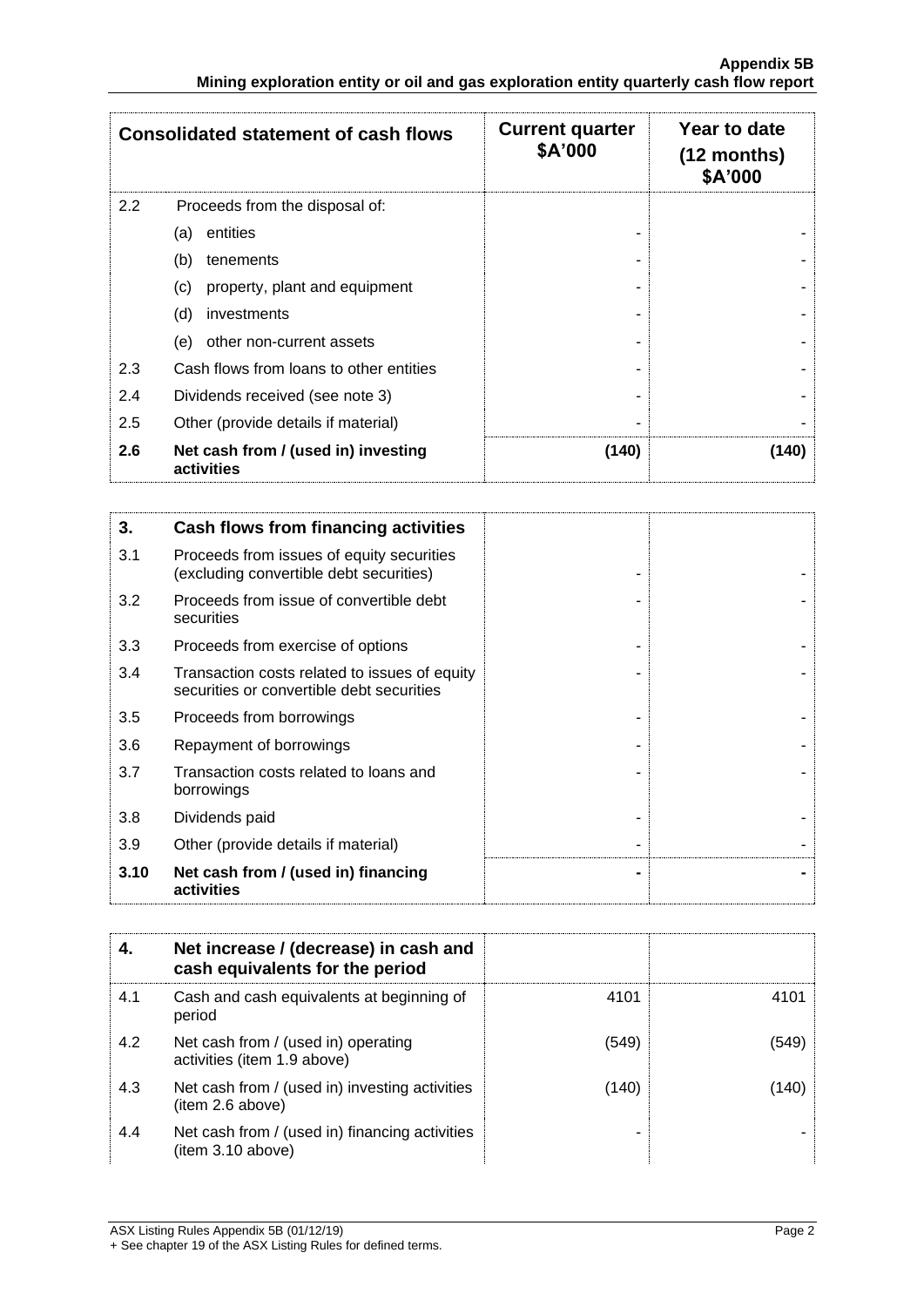| Consolidated statement of cash flows | | Current quarter $A'000 | Year to date (12 months) $A'000 |
|---|---|---|---|
| 2.2 | Proceeds from the disposal of: | | |
| | (a) entities | - | - |
| | (b) tenements | - | - |
| | (c) property, plant and equipment | - | - |
| | (d) investments | - | - |
| | (e) other non-current assets | - | - |
| 2.3 | Cash flows from loans to other entities | - | - |
| 2.4 | Dividends received (see note 3) | - | - |
| 2.5 | Other (provide details if material) | - | - |
| **2.6** | **Net cash from / (used in) investing activities** | **(140)** | **(140)** |

| **3.** | **Cash flows from financing activities** | | |
|---|---|---|---|
| 3.1 | Proceeds from issues of equity securities (excluding convertible debt securities) | - | - |
| 3.2 | Proceeds from issue of convertible debt securities | - | - |
| 3.3 | Proceeds from exercise of options | - | - |
| 3.4 | Transaction costs related to issues of equity securities or convertible debt securities | - | - |
| 3.5 | Proceeds from borrowings | - | - |
| 3.6 | Repayment of borrowings | - | - |
| 3.7 | Transaction costs related to loans and borrowings | - | - |
| 3.8 | Dividends paid | - | - |
| 3.9 | Other (provide details if material) | - | - |
| **3.10** | **Net cash from / (used in) financing activities** | **-** | **-** |

| **4.** | **Net increase / (decrease) in cash and cash equivalents for the period** | | |
|---|---|---|---|
| 4.1 | Cash and cash equivalents at beginning of period | 4101 | 4101 |
| 4.2 | Net cash from / (used in) operating activities (item 1.9 above) | (549) | (549) |
| 4.3 | Net cash from / (used in) investing activities (item 2.6 above) | (140) | (140) |
| 4.4 | Net cash from / (used in) financing activities (item 3.10 above) | - | - |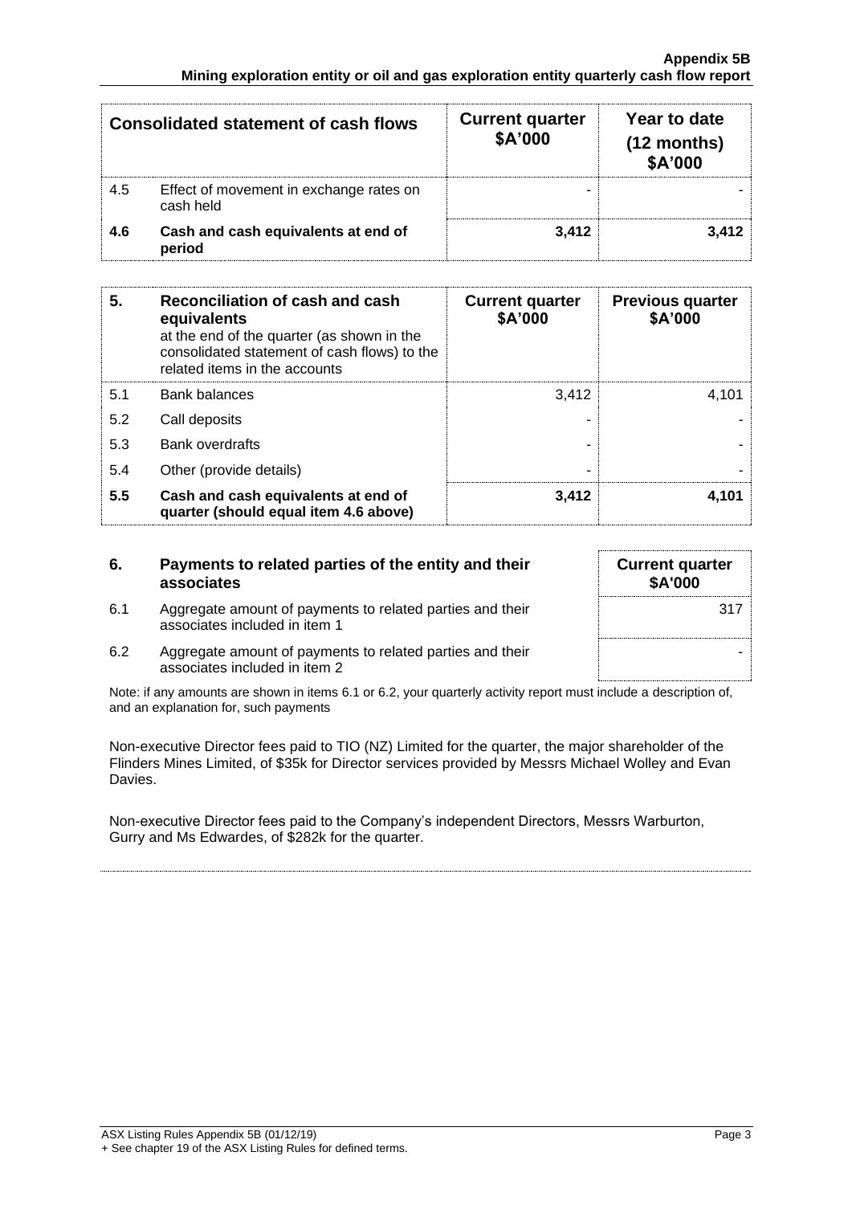| Consolidated statement of cash flows | | Current quarter $A'000 | Year to date (12 months) $A'000 |
|---|---|---|---|
| 4.5 | Effect of movement in exchange rates on cash held | - | - |
| **4.6** | **Cash and cash equivalents at end of period** | **3,412** | **3,412** |

| 5. | Reconciliation of cash and cash equivalents at the end of the quarter (as shown in the consolidated statement of cash flows) to the related items in the accounts | Current quarter $A'000 | Previous quarter $A'000 |
|---|---|---|---|
| 5.1 | Bank balances | 3,412 | 4,101 |
| 5.2 | Call deposits | - | - |
| 5.3 | Bank overdrafts | - | - |
| 5.4 | Other (provide details) | - | - |
| **5.5** | **Cash and cash equivalents at end of quarter (should equal item 4.6 above)** | **3,412** | **4,101** |

| 6. | Payments to related parties of the entity and their associates | Current quarter $A'000 |
|---|---|---|
| 6.1 | Aggregate amount of payments to related parties and their associates included in item 1 | 317 |
| 6.2 | Aggregate amount of payments to related parties and their associates included in item 2 | - |

Note: if any amounts are shown in items 6.1 or 6.2, your quarterly activity report must include a description of, and an explanation for, such payments

Non-executive Director fees paid to TIO (NZ) Limited for the quarter, the major shareholder of the Flinders Mines Limited, of $35k for Director services provided by Messrs Michael Wolley and Evan Davies.

Non-executive Director fees paid to the Company's independent Directors, Messrs Warburton, Gurry and Ms Edwardes, of $282k for the quarter.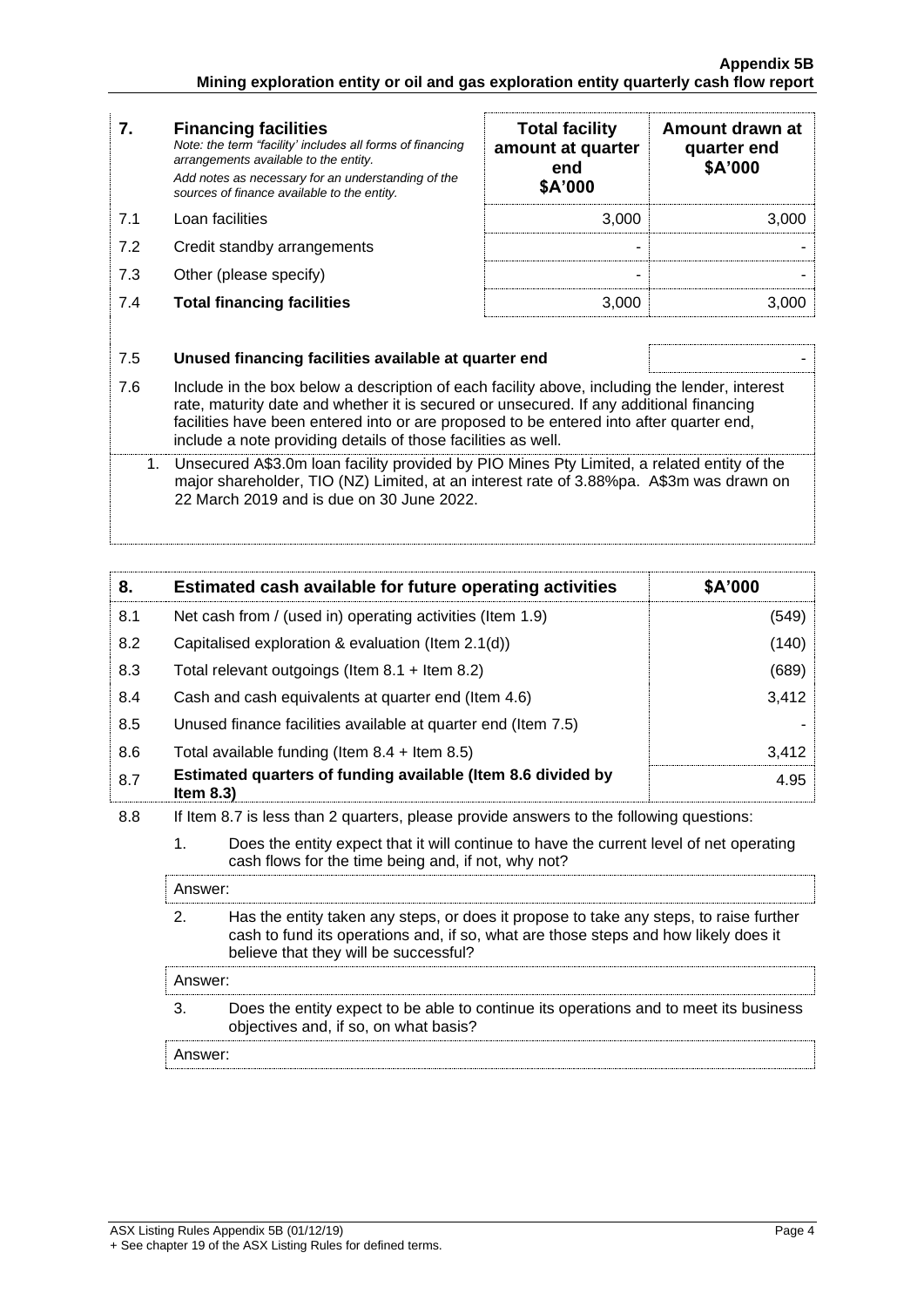| 7. | **Financing facilities**<br>*Note: the term "facility' includes all forms of financing arrangements available to the entity.*<br>*Add notes as necessary for an understanding of the sources of finance available to the entity.* | **Total facility amount at quarter end $A'000** | **Amount drawn at quarter end $A'000** |
|---|---|---|---|
| 7.1 | Loan facilities | 3,000 | 3,000 |
| 7.2 | Credit standby arrangements | - | - |
| 7.3 | Other (please specify) | - | - |
| 7.4 | **Total financing facilities** | 3,000 | 3,000 |

| 7.5 | **Unused financing facilities available at quarter end** | - |
|---|---|---|

7.6 Include in the box below a description of each facility above, including the lender, interest rate, maturity date and whether it is secured or unsecured. If any additional financing facilities have been entered into or are proposed to be entered into after quarter end, include a note providing details of those facilities as well.

1. Unsecured A$3.0m loan facility provided by PIO Mines Pty Limited, a related entity of the major shareholder, TIO (NZ) Limited, at an interest rate of 3.88%pa. A$3m was drawn on 22 March 2019 and is due on 30 June 2022.

| 8. | **Estimated cash available for future operating activities** | **$A'000** |
|---|---|---|
| 8.1 | Net cash from / (used in) operating activities (Item 1.9) | (549) |
| 8.2 | Capitalised exploration & evaluation (Item 2.1(d)) | (140) |
| 8.3 | Total relevant outgoings (Item 8.1 + Item 8.2) | (689) |
| 8.4 | Cash and cash equivalents at quarter end (Item 4.6) | 3,412 |
| 8.5 | Unused finance facilities available at quarter end (Item 7.5) | - |
| 8.6 | Total available funding (Item 8.4 + Item 8.5) | 3,412 |
| 8.7 | **Estimated quarters of funding available (Item 8.6 divided by Item 8.3)** | 4.95 |

8.8 If Item 8.7 is less than 2 quarters, please provide answers to the following questions:

1. Does the entity expect that it will continue to have the current level of net operating cash flows for the time being and, if not, why not?

Answer:

2. Has the entity taken any steps, or does it propose to take any steps, to raise further cash to fund its operations and, if so, what are those steps and how likely does it believe that they will be successful?

Answer:

3. Does the entity expect to be able to continue its operations and to meet its business objectives and, if so, on what basis?

Answer: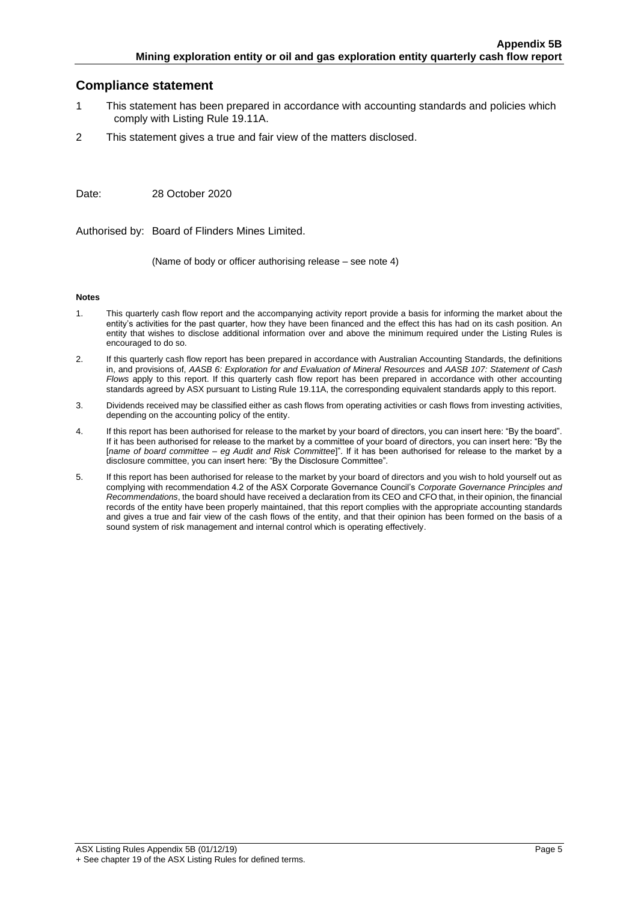## Compliance statement

1. This statement has been prepared in accordance with accounting standards and policies which comply with Listing Rule 19.11A.
2. This statement gives a true and fair view of the matters disclosed.

Date: 28 October 2020

Authorised by: Board of Flinders Mines Limited.

(Name of body or officer authorising release – see note 4)

**Notes**

1. This quarterly cash flow report and the accompanying activity report provide a basis for informing the market about the entity's activities for the past quarter, how they have been financed and the effect this has had on its cash position. An entity that wishes to disclose additional information over and above the minimum required under the Listing Rules is encouraged to do so.
2. If this quarterly cash flow report has been prepared in accordance with Australian Accounting Standards, the definitions in, and provisions of, *AASB 6: Exploration for and Evaluation of Mineral Resources* and *AASB 107: Statement of Cash Flows* apply to this report. If this quarterly cash flow report has been prepared in accordance with other accounting standards agreed by ASX pursuant to Listing Rule 19.11A, the corresponding equivalent standards apply to this report.
3. Dividends received may be classified either as cash flows from operating activities or cash flows from investing activities, depending on the accounting policy of the entity.
4. If this report has been authorised for release to the market by your board of directors, you can insert here: "By the board". If it has been authorised for release to the market by a committee of your board of directors, you can insert here: "By the [*name of board committee – eg Audit and Risk Committee*]". If it has been authorised for release to the market by a disclosure committee, you can insert here: "By the Disclosure Committee".
5. If this report has been authorised for release to the market by your board of directors and you wish to hold yourself out as complying with recommendation 4.2 of the ASX Corporate Governance Council's *Corporate Governance Principles and Recommendations*, the board should have received a declaration from its CEO and CFO that, in their opinion, the financial records of the entity have been properly maintained, that this report complies with the appropriate accounting standards and gives a true and fair view of the cash flows of the entity, and that their opinion has been formed on the basis of a sound system of risk management and internal control which is operating effectively.